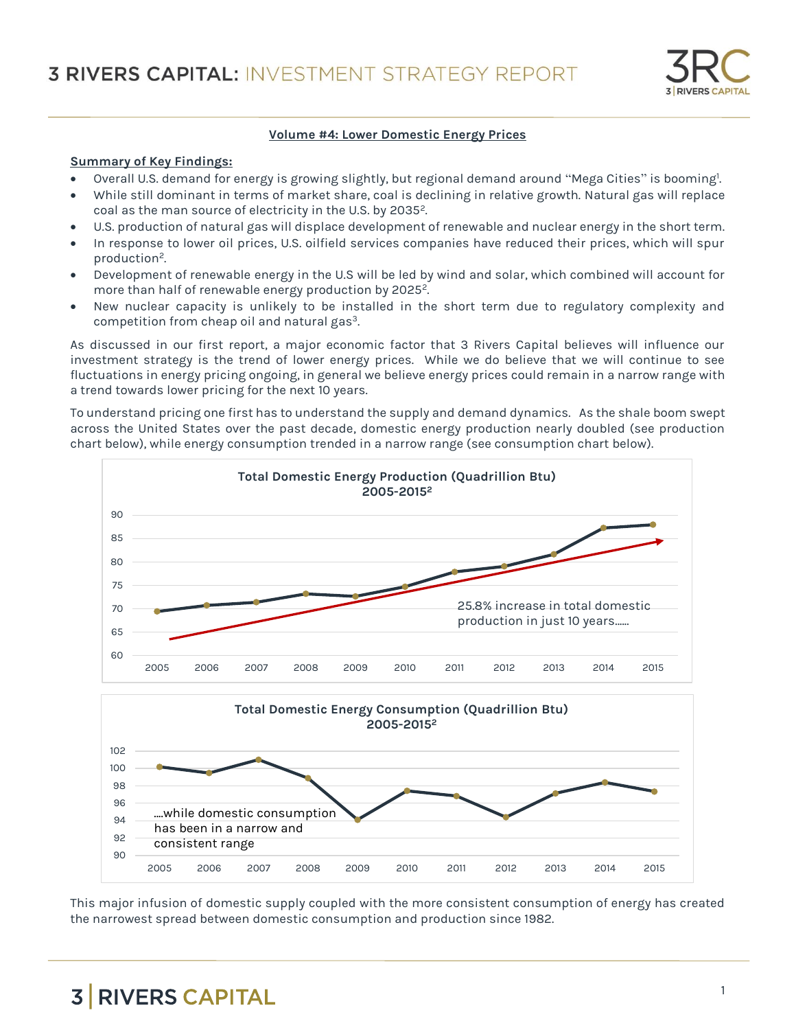# 3 RIVERS CAPITAL: INVESTMENT STRATEGY REPORT

## Volume #4: Lower Domestic Energy Prices

**Summary of Key Findings:**

- Overall U.S. demand for energy is growing slightly, but regional demand around "Mega Cities" is booming[1].
- While still dominant in terms of market share, coal is declining in relative growth. Natural gas will replace coal as the man source of electricity in the U.S. by 2035[2].
- U.S. production of natural gas will displace development of renewable and nuclear energy in the short term.
- In response to lower oil prices, U.S. oilfield services companies have reduced their prices, which will spur production[2].
- Development of renewable energy in the U.S will be led by wind and solar, which combined will account for more than half of renewable energy production by 2025[2].
- New nuclear capacity is unlikely to be installed in the short term due to regulatory complexity and competition from cheap oil and natural gas[3].

As discussed in our first report, a major economic factor that 3 Rivers Capital believes will influence our investment strategy is the trend of lower energy prices. While we do believe that we will continue to see fluctuations in energy pricing ongoing, in general we believe energy prices could remain in a narrow range with a trend towards lower pricing for the next 10 years.

To understand pricing one first has to understand the supply and demand dynamics. As the shale boom swept across the United States over the past decade, domestic energy production nearly doubled (see production chart below), while energy consumption trended in a narrow range (see consumption chart below).

**Total Domestic Energy Production (Quadrillion Btu) 2005-2015[2]**

25.8% increase in total domestic production in just 10 years……

**Total Domestic Energy Consumption (Quadrillion Btu) 2005-2015[2]**

….while domestic consumption has been in a narrow and consistent range

This major infusion of domestic supply coupled with the more consistent consumption of energy has created the narrowest spread between domestic consumption and production since 1982.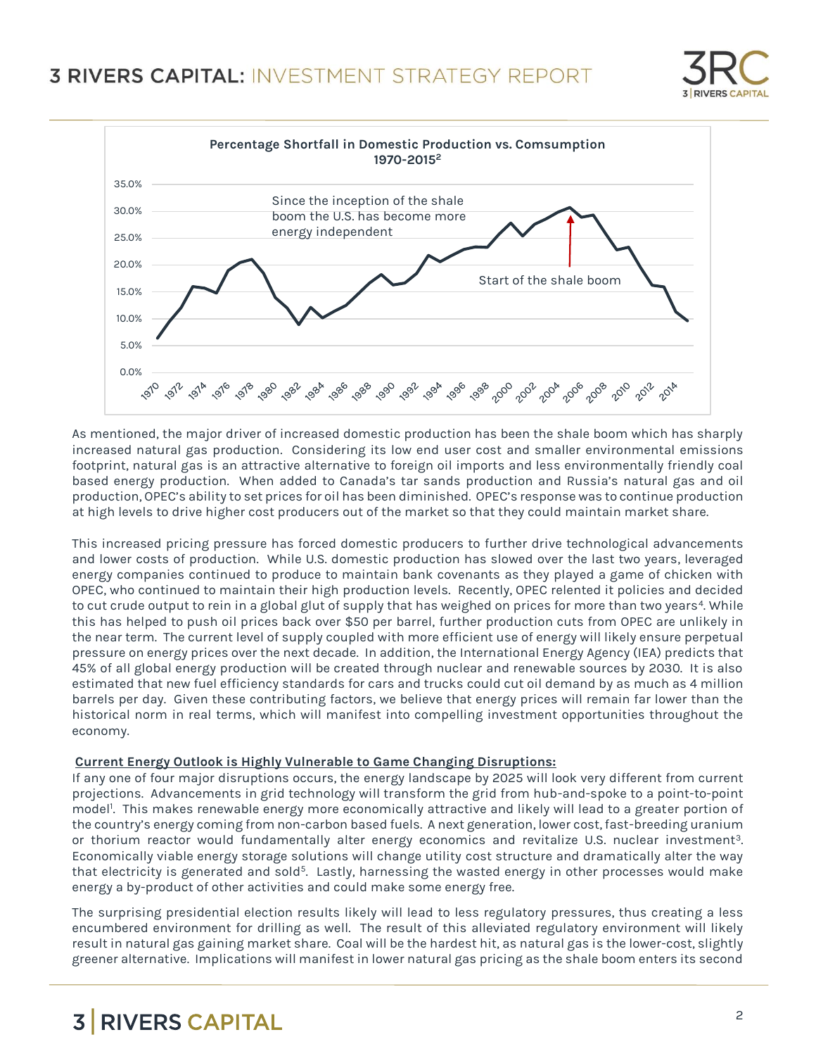**Percentage Shortfall in Domestic Production vs. Comsumption 1970-2015**[2]

Since the inception of the shale boom the U.S. has become more energy independent

Start of the shale boom

As mentioned, the major driver of increased domestic production has been the shale boom which has sharply increased natural gas production. Considering its low end user cost and smaller environmental emissions footprint, natural gas is an attractive alternative to foreign oil imports and less environmentally friendly coal based energy production. When added to Canada's tar sands production and Russia's natural gas and oil production, OPEC's ability to set prices for oil has been diminished. OPEC's response was to continue production at high levels to drive higher cost producers out of the market so that they could maintain market share.

This increased pricing pressure has forced domestic producers to further drive technological advancements and lower costs of production. While U.S. domestic production has slowed over the last two years, leveraged energy companies continued to produce to maintain bank covenants as they played a game of chicken with OPEC, who continued to maintain their high production levels. Recently, OPEC relented it policies and decided to cut crude output to rein in a global glut of supply that has weighed on prices for more than two years[4]. While this has helped to push oil prices back over $50 per barrel, further production cuts from OPEC are unlikely in the near term. The current level of supply coupled with more efficient use of energy will likely ensure perpetual pressure on energy prices over the next decade. In addition, the International Energy Agency (IEA) predicts that 45% of all global energy production will be created through nuclear and renewable sources by 2030. It is also estimated that new fuel efficiency standards for cars and trucks could cut oil demand by as much as 4 million barrels per day. Given these contributing factors, we believe that energy prices will remain far lower than the historical norm in real terms, which will manifest into compelling investment opportunities throughout the economy.

**Current Energy Outlook is Highly Vulnerable to Game Changing Disruptions:**

If any one of four major disruptions occurs, the energy landscape by 2025 will look very different from current projections. Advancements in grid technology will transform the grid from hub-and-spoke to a point-to-point model[1]. This makes renewable energy more economically attractive and likely will lead to a greater portion of the country's energy coming from non-carbon based fuels. A next generation, lower cost, fast-breeding uranium or thorium reactor would fundamentally alter energy economics and revitalize U.S. nuclear investment[3]. Economically viable energy storage solutions will change utility cost structure and dramatically alter the way that electricity is generated and sold[5]. Lastly, harnessing the wasted energy in other processes would make energy a by-product of other activities and could make some energy free.

The surprising presidential election results likely will lead to less regulatory pressures, thus creating a less encumbered environment for drilling as well. The result of this alleviated regulatory environment will likely result in natural gas gaining market share. Coal will be the hardest hit, as natural gas is the lower-cost, slightly greener alternative. Implications will manifest in lower natural gas pricing as the shale boom enters its second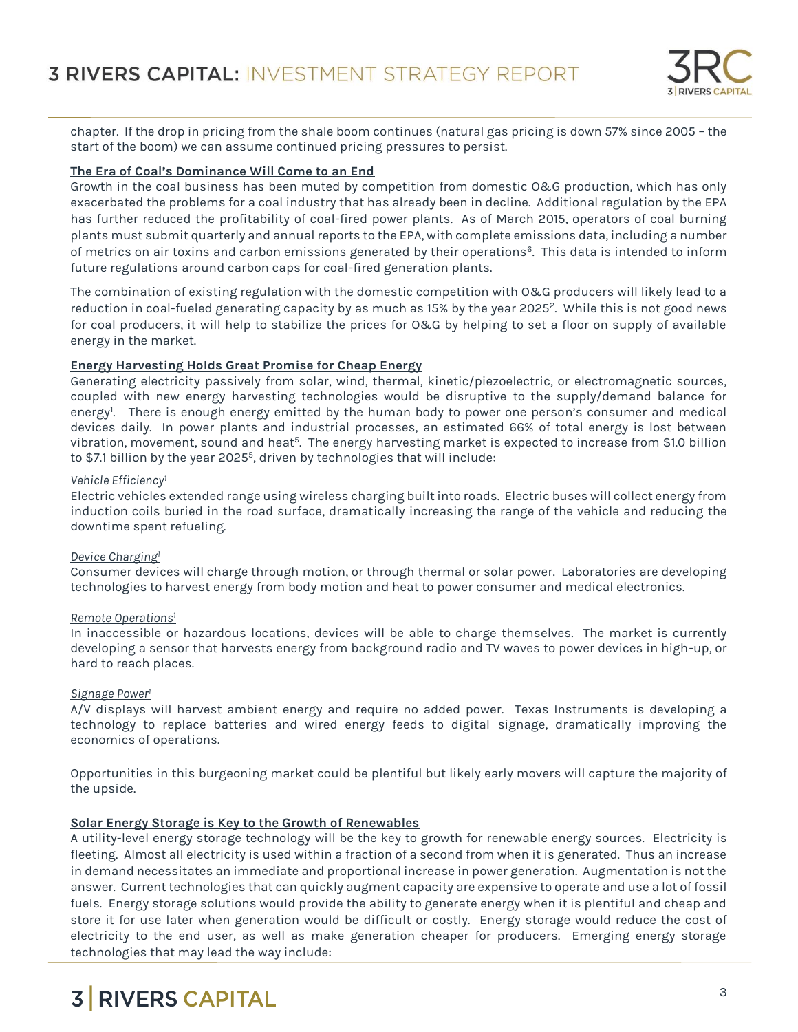chapter. If the drop in pricing from the shale boom continues (natural gas pricing is down 57% since 2005 – the start of the boom) we can assume continued pricing pressures to persist.

**The Era of Coal's Dominance Will Come to an End**

Growth in the coal business has been muted by competition from domestic O&G production, which has only exacerbated the problems for a coal industry that has already been in decline. Additional regulation by the EPA has further reduced the profitability of coal-fired power plants. As of March 2015, operators of coal burning plants must submit quarterly and annual reports to the EPA, with complete emissions data, including a number of metrics on air toxins and carbon emissions generated by their operations[6]. This data is intended to inform future regulations around carbon caps for coal-fired generation plants.

The combination of existing regulation with the domestic competition with O&G producers will likely lead to a reduction in coal-fueled generating capacity by as much as 15% by the year 2025[2]. While this is not good news for coal producers, it will help to stabilize the prices for O&G by helping to set a floor on supply of available energy in the market.

**Energy Harvesting Holds Great Promise for Cheap Energy**

Generating electricity passively from solar, wind, thermal, kinetic/piezoelectric, or electromagnetic sources, coupled with new energy harvesting technologies would be disruptive to the supply/demand balance for energy[1]. There is enough energy emitted by the human body to power one person's consumer and medical devices daily. In power plants and industrial processes, an estimated 66% of total energy is lost between vibration, movement, sound and heat[5]. The energy harvesting market is expected to increase from $1.0 billion to $7.1 billion by the year 2025[5], driven by technologies that will include:

*Vehicle Efficiency*[1]

Electric vehicles extended range using wireless charging built into roads. Electric buses will collect energy from induction coils buried in the road surface, dramatically increasing the range of the vehicle and reducing the downtime spent refueling.

*Device Charging*[1]

Consumer devices will charge through motion, or through thermal or solar power. Laboratories are developing technologies to harvest energy from body motion and heat to power consumer and medical electronics.

*Remote Operations*[1]

In inaccessible or hazardous locations, devices will be able to charge themselves. The market is currently developing a sensor that harvests energy from background radio and TV waves to power devices in high-up, or hard to reach places.

*Signage Power*[1]

A/V displays will harvest ambient energy and require no added power. Texas Instruments is developing a technology to replace batteries and wired energy feeds to digital signage, dramatically improving the economics of operations.

Opportunities in this burgeoning market could be plentiful but likely early movers will capture the majority of the upside.

**Solar Energy Storage is Key to the Growth of Renewables**

A utility-level energy storage technology will be the key to growth for renewable energy sources. Electricity is fleeting. Almost all electricity is used within a fraction of a second from when it is generated. Thus an increase in demand necessitates an immediate and proportional increase in power generation. Augmentation is not the answer. Current technologies that can quickly augment capacity are expensive to operate and use a lot of fossil fuels. Energy storage solutions would provide the ability to generate energy when it is plentiful and cheap and store it for use later when generation would be difficult or costly. Energy storage would reduce the cost of electricity to the end user, as well as make generation cheaper for producers. Emerging energy storage technologies that may lead the way include: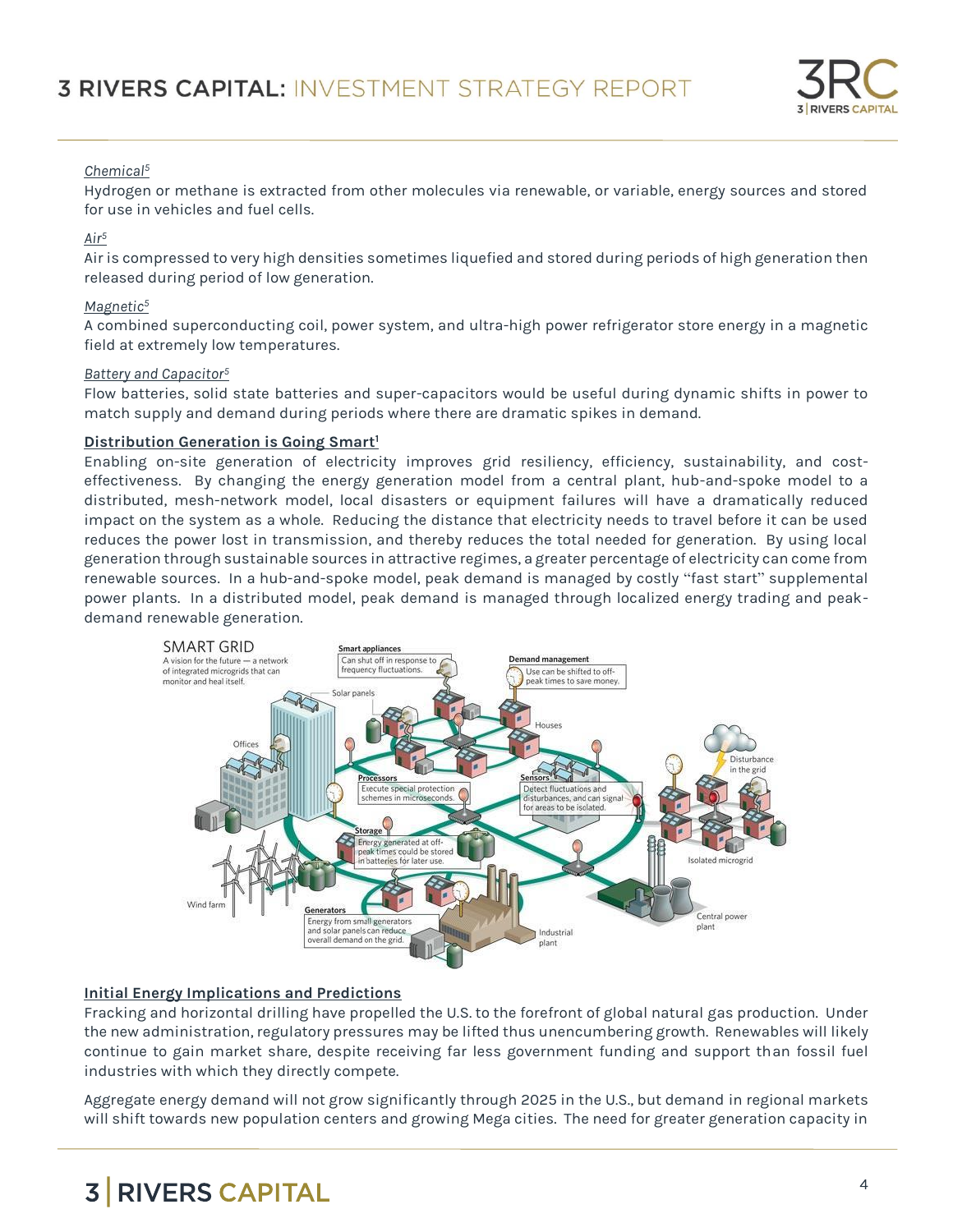*Chemical*[5]
Hydrogen or methane is extracted from other molecules via renewable, or variable, energy sources and stored for use in vehicles and fuel cells.

*Air*[5]
Air is compressed to very high densities sometimes liquefied and stored during periods of high generation then released during period of low generation.

*Magnetic*[5]
A combined superconducting coil, power system, and ultra-high power refrigerator store energy in a magnetic field at extremely low temperatures.

*Battery and Capacitor*[5]
Flow batteries, solid state batteries and super-capacitors would be useful during dynamic shifts in power to match supply and demand during periods where there are dramatic spikes in demand.

**Distribution Generation is Going Smart**[1]
Enabling on-site generation of electricity improves grid resiliency, efficiency, sustainability, and cost-effectiveness. By changing the energy generation model from a central plant, hub-and-spoke model to a distributed, mesh-network model, local disasters or equipment failures will have a dramatically reduced impact on the system as a whole. Reducing the distance that electricity needs to travel before it can be used reduces the power lost in transmission, and thereby reduces the total needed for generation. By using local generation through sustainable sources in attractive regimes, a greater percentage of electricity can come from renewable sources. In a hub-and-spoke model, peak demand is managed by costly "fast start" supplemental power plants. In a distributed model, peak demand is managed through localized energy trading and peak-demand renewable generation.

**Initial Energy Implications and Predictions**
Fracking and horizontal drilling have propelled the U.S. to the forefront of global natural gas production. Under the new administration, regulatory pressures may be lifted thus unencumbering growth. Renewables will likely continue to gain market share, despite receiving far less government funding and support than fossil fuel industries with which they directly compete.

Aggregate energy demand will not grow significantly through 2025 in the U.S., but demand in regional markets will shift towards new population centers and growing Mega cities. The need for greater generation capacity in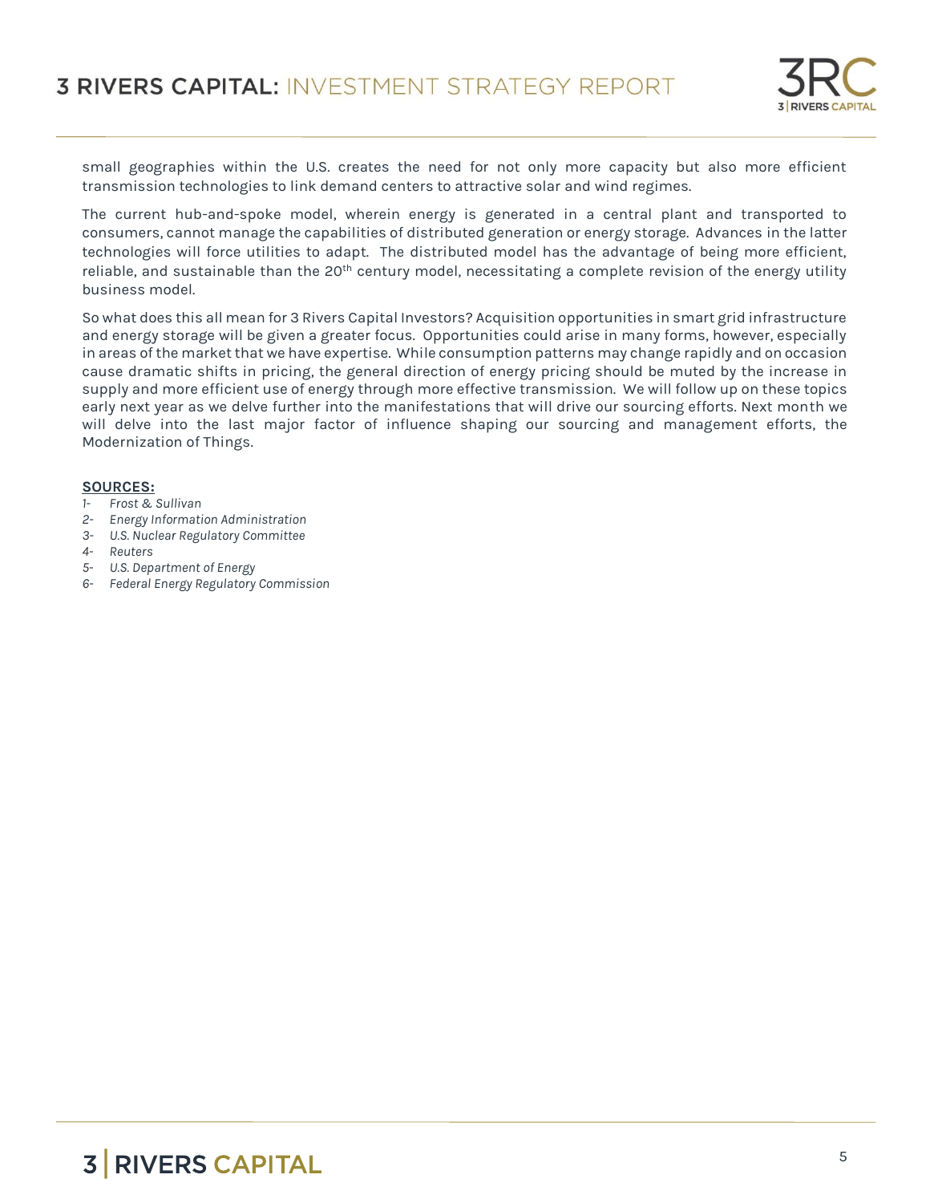small geographies within the U.S. creates the need for not only more capacity but also more efficient transmission technologies to link demand centers to attractive solar and wind regimes.

The current hub-and-spoke model, wherein energy is generated in a central plant and transported to consumers, cannot manage the capabilities of distributed generation or energy storage. Advances in the latter technologies will force utilities to adapt. The distributed model has the advantage of being more efficient, reliable, and sustainable than the 20th century model, necessitating a complete revision of the energy utility business model.

So what does this all mean for 3 Rivers Capital Investors? Acquisition opportunities in smart grid infrastructure and energy storage will be given a greater focus. Opportunities could arise in many forms, however, especially in areas of the market that we have expertise. While consumption patterns may change rapidly and on occasion cause dramatic shifts in pricing, the general direction of energy pricing should be muted by the increase in supply and more efficient use of energy through more effective transmission. We will follow up on these topics early next year as we delve further into the manifestations that will drive our sourcing efforts. Next month we will delve into the last major factor of influence shaping our sourcing and management efforts, the Modernization of Things.

**SOURCES:**

1- *Frost & Sullivan*
2- *Energy Information Administration*
3- *U.S. Nuclear Regulatory Committee*
4- *Reuters*
5- *U.S. Department of Energy*
6- *Federal Energy Regulatory Commission*